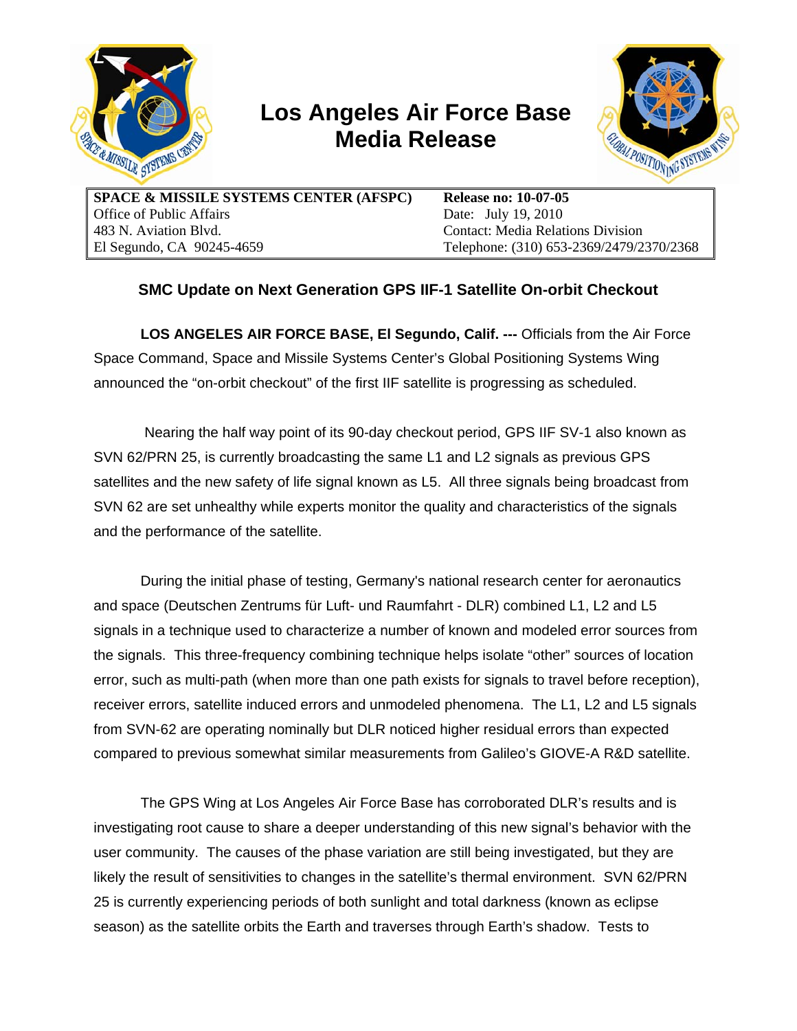# Los Angeles Air Force Base Media Release

| SPACE & MISSILE SYSTEMS CENTER (AFSPC) | Release no: 10-07-05 |
| --- | --- |
| Office of Public Affairs | Date: July 19, 2010 |
| 483 N. Aviation Blvd. | Contact: Media Relations Division |
| El Segundo, CA 90245-4659 | Telephone: (310) 653-2369/2479/2370/2368 |

## SMC Update on Next Generation GPS IIF-1 Satellite On-orbit Checkout

**LOS ANGELES AIR FORCE BASE, El Segundo, Calif. ---** Officials from the Air Force Space Command, Space and Missile Systems Center's Global Positioning Systems Wing announced the "on-orbit checkout" of the first IIF satellite is progressing as scheduled.

Nearing the half way point of its 90-day checkout period, GPS IIF SV-1 also known as SVN 62/PRN 25, is currently broadcasting the same L1 and L2 signals as previous GPS satellites and the new safety of life signal known as L5. All three signals being broadcast from SVN 62 are set unhealthy while experts monitor the quality and characteristics of the signals and the performance of the satellite.

During the initial phase of testing, Germany's national research center for aeronautics and space (Deutschen Zentrums für Luft- und Raumfahrt - DLR) combined L1, L2 and L5 signals in a technique used to characterize a number of known and modeled error sources from the signals. This three-frequency combining technique helps isolate "other" sources of location error, such as multi-path (when more than one path exists for signals to travel before reception), receiver errors, satellite induced errors and unmodeled phenomena. The L1, L2 and L5 signals from SVN-62 are operating nominally but DLR noticed higher residual errors than expected compared to previous somewhat similar measurements from Galileo's GIOVE-A R&D satellite.

The GPS Wing at Los Angeles Air Force Base has corroborated DLR's results and is investigating root cause to share a deeper understanding of this new signal's behavior with the user community. The causes of the phase variation are still being investigated, but they are likely the result of sensitivities to changes in the satellite's thermal environment. SVN 62/PRN 25 is currently experiencing periods of both sunlight and total darkness (known as eclipse season) as the satellite orbits the Earth and traverses through Earth's shadow. Tests to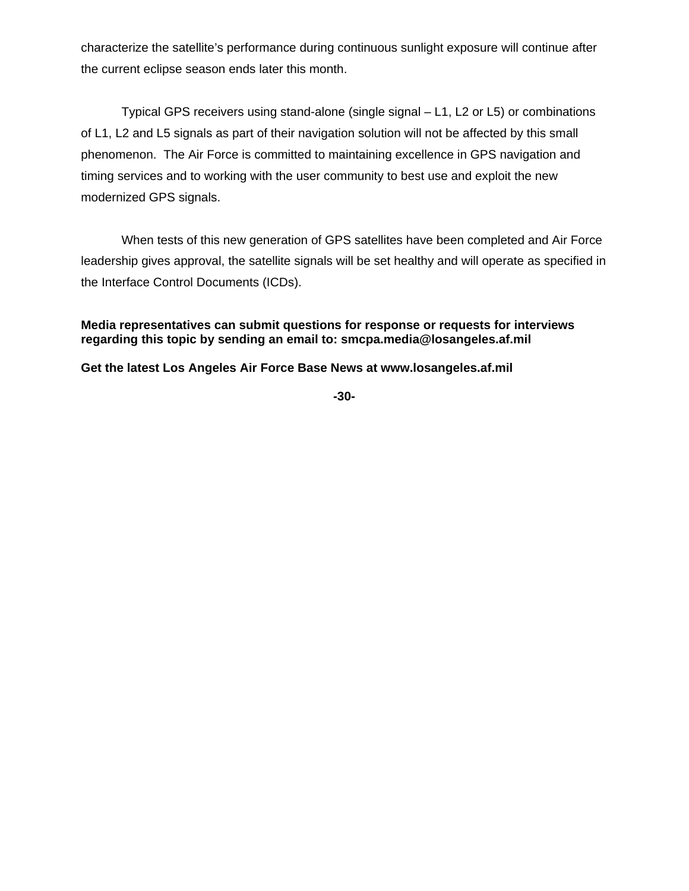characterize the satellite's performance during continuous sunlight exposure will continue after the current eclipse season ends later this month.

Typical GPS receivers using stand-alone (single signal – L1, L2 or L5) or combinations of L1, L2 and L5 signals as part of their navigation solution will not be affected by this small phenomenon. The Air Force is committed to maintaining excellence in GPS navigation and timing services and to working with the user community to best use and exploit the new modernized GPS signals.

When tests of this new generation of GPS satellites have been completed and Air Force leadership gives approval, the satellite signals will be set healthy and will operate as specified in the Interface Control Documents (ICDs).

**Media representatives can submit questions for response or requests for interviews regarding this topic by sending an email to: smcpa.media@losangeles.af.mil**

**Get the latest Los Angeles Air Force Base News at www.losangeles.af.mil**

**-30-**